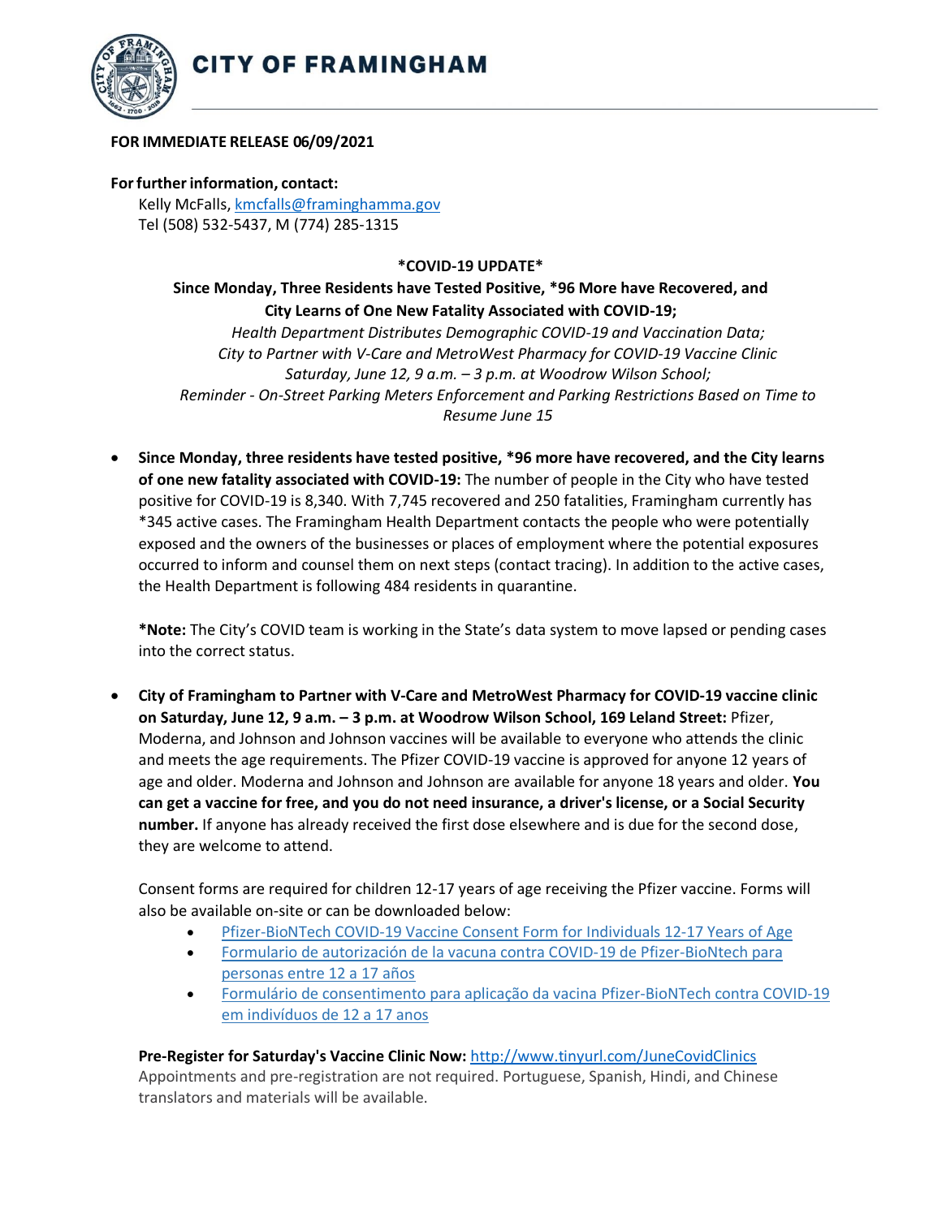# CITY OF FRAMINGHAM

**FOR IMMEDIATE RELEASE 06/09/2021**

**For further information, contact:**
Kelly McFalls, kmcfalls@framinghamma.gov
Tel (508) 532-5437, M (774) 285-1315

## *COVID-19 UPDATE*

### Since Monday, Three Residents have Tested Positive, *96 More have Recovered, and City Learns of One New Fatality Associated with COVID-19;

*Health Department Distributes Demographic COVID-19 and Vaccination Data;*
*City to Partner with V-Care and MetroWest Pharmacy for COVID-19 Vaccine Clinic Saturday, June 12, 9 a.m. – 3 p.m. at Woodrow Wilson School;*
*Reminder - On-Street Parking Meters Enforcement and Parking Restrictions Based on Time to Resume June 15*

- **Since Monday, three residents have tested positive, *96 more have recovered, and the City learns of one new fatality associated with COVID-19:** The number of people in the City who have tested positive for COVID-19 is 8,340. With 7,745 recovered and 250 fatalities, Framingham currently has *345 active cases. The Framingham Health Department contacts the people who were potentially exposed and the owners of the businesses or places of employment where the potential exposures occurred to inform and counsel them on next steps (contact tracing). In addition to the active cases, the Health Department is following 484 residents in quarantine.

  ***Note:** The City's COVID team is working in the State's data system to move lapsed or pending cases into the correct status.

- **City of Framingham to Partner with V-Care and MetroWest Pharmacy for COVID-19 vaccine clinic on Saturday, June 12, 9 a.m. – 3 p.m. at Woodrow Wilson School, 169 Leland Street:** Pfizer, Moderna, and Johnson and Johnson vaccines will be available to everyone who attends the clinic and meets the age requirements. The Pfizer COVID-19 vaccine is approved for anyone 12 years of age and older. Moderna and Johnson and Johnson are available for anyone 18 years and older. **You can get a vaccine for free, and you do not need insurance, a driver's license, or a Social Security number.** If anyone has already received the first dose elsewhere and is due for the second dose, they are welcome to attend.

  Consent forms are required for children 12-17 years of age receiving the Pfizer vaccine. Forms will also be available on-site or can be downloaded below:

  - Pfizer-BioNTech COVID-19 Vaccine Consent Form for Individuals 12-17 Years of Age
  - Formulario de autorización de la vacuna contra COVID-19 de Pfizer-BioNtech para personas entre 12 a 17 años
  - Formulário de consentimento para aplicação da vacina Pfizer-BioNTech contra COVID-19 em indivíduos de 12 a 17 anos

  **Pre-Register for Saturday's Vaccine Clinic Now:** http://www.tinyurl.com/JuneCovidClinics
  Appointments and pre-registration are not required. Portuguese, Spanish, Hindi, and Chinese translators and materials will be available.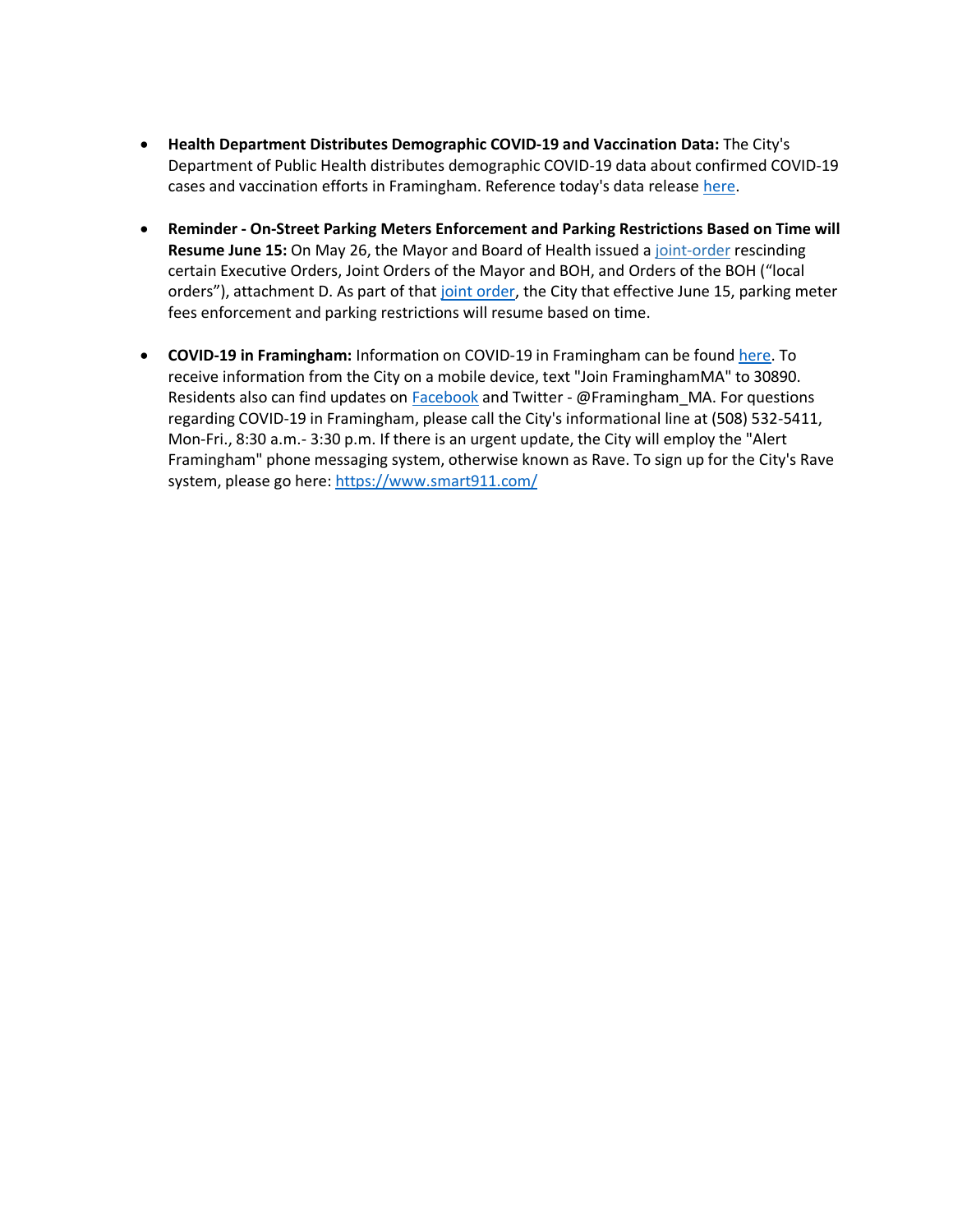- **Health Department Distributes Demographic COVID-19 and Vaccination Data:** The City's Department of Public Health distributes demographic COVID-19 data about confirmed COVID-19 cases and vaccination efforts in Framingham. Reference today's data release here.

- **Reminder - On-Street Parking Meters Enforcement and Parking Restrictions Based on Time will Resume June 15:** On May 26, the Mayor and Board of Health issued a joint-order rescinding certain Executive Orders, Joint Orders of the Mayor and BOH, and Orders of the BOH ("local orders"), attachment D. As part of that joint order, the City that effective June 15, parking meter fees enforcement and parking restrictions will resume based on time.

- **COVID-19 in Framingham:** Information on COVID-19 in Framingham can be found here. To receive information from the City on a mobile device, text "Join FraminghamMA" to 30890. Residents also can find updates on Facebook and Twitter - @Framingham_MA. For questions regarding COVID-19 in Framingham, please call the City's informational line at (508) 532-5411, Mon-Fri., 8:30 a.m.- 3:30 p.m. If there is an urgent update, the City will employ the "Alert Framingham" phone messaging system, otherwise known as Rave. To sign up for the City's Rave system, please go here: https://www.smart911.com/